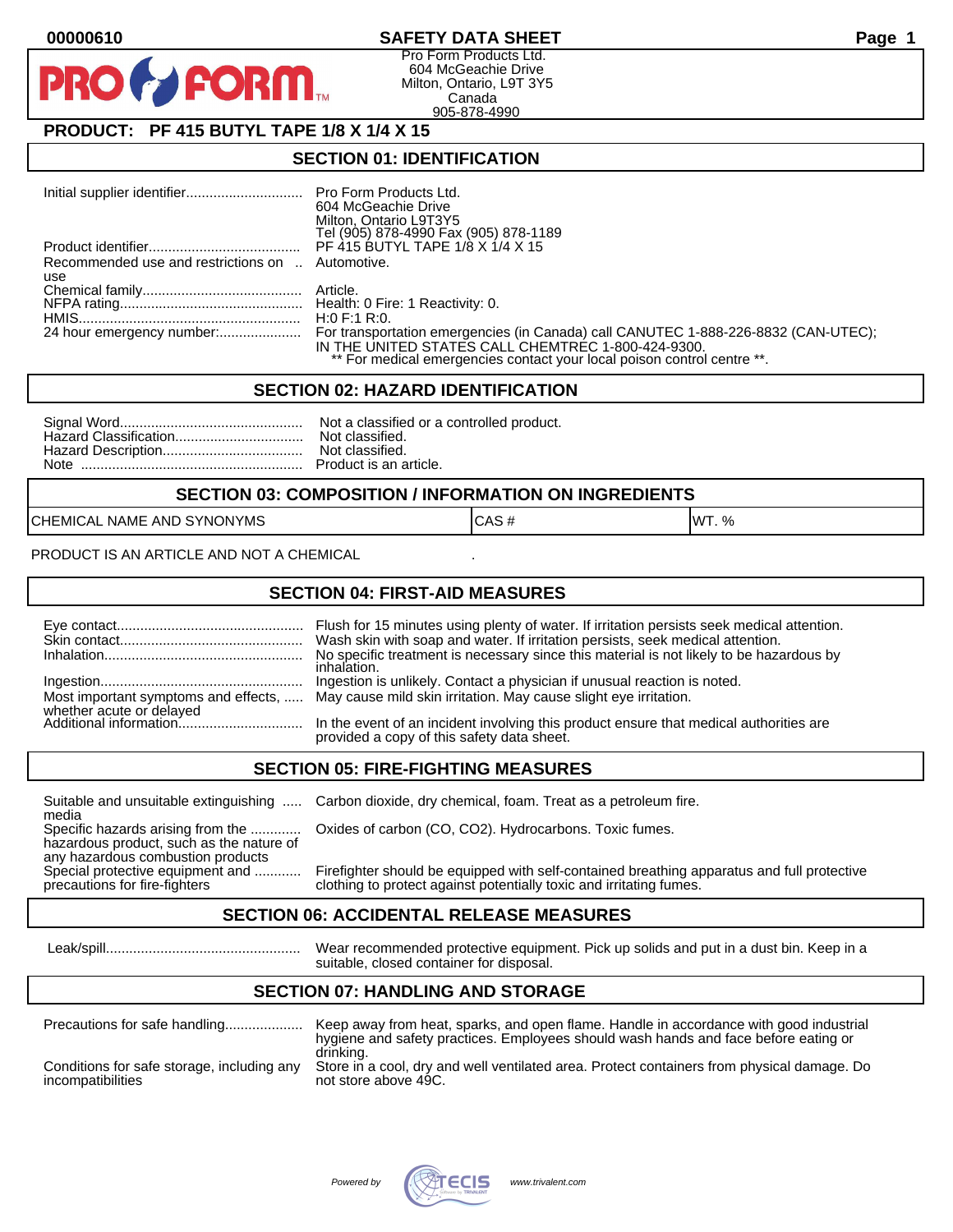00000610

# SAFETY DATA SHEET

Pro Form Products Ltd.
604 McGeachie Drive
Milton, Ontario, L9T 3Y5
Canada
905-878-4990

## PRODUCT: PF 415 BUTYL TAPE 1/8 X 1/4 X 15

## SECTION 01: IDENTIFICATION

| | |
|---|---|
| Initial supplier identifier | Pro Form Products Ltd.<br>604 McGeachie Drive<br>Milton, Ontario L9T3Y5<br>Tel (905) 878-4990 Fax (905) 878-1189 |
| Product identifier | PF 415 BUTYL TAPE 1/8 X 1/4 X 15 |
| Recommended use and restrictions on use | Automotive. |
| Chemical family | Article. |
| NFPA rating | Health: 0 Fire: 1 Reactivity: 0. |
| HMIS | H:0 F:1 R:0. |
| 24 hour emergency number: | For transportation emergencies (in Canada) call CANUTEC 1-888-226-8832 (CAN-UTEC); IN THE UNITED STATES CALL CHEMTREC 1-800-424-9300.<br>** For medical emergencies contact your local poison control centre **. |

## SECTION 02: HAZARD IDENTIFICATION

| | |
|---|---|
| Signal Word | Not a classified or a controlled product. |
| Hazard Classification | Not classified. |
| Hazard Description | Not classified. |
| Note | Product is an article. |

## SECTION 03: COMPOSITION / INFORMATION ON INGREDIENTS

| CHEMICAL NAME AND SYNONYMS | CAS # | WT. % |
|---|---|---|

PRODUCT IS AN ARTICLE AND NOT A CHEMICAL .

## SECTION 04: FIRST-AID MEASURES

| | |
|---|---|
| Eye contact | Flush for 15 minutes using plenty of water. If irritation persists seek medical attention. |
| Skin contact | Wash skin with soap and water. If irritation persists, seek medical attention. |
| Inhalation | No specific treatment is necessary since this material is not likely to be hazardous by inhalation. |
| Ingestion | Ingestion is unlikely. Contact a physician if unusual reaction is noted. |
| Most important symptoms and effects, whether acute or delayed | May cause mild skin irritation. May cause slight eye irritation. |
| Additional information | In the event of an incident involving this product ensure that medical authorities are provided a copy of this safety data sheet. |

## SECTION 05: FIRE-FIGHTING MEASURES

| | |
|---|---|
| Suitable and unsuitable extinguishing media | Carbon dioxide, dry chemical, foam. Treat as a petroleum fire. |
| Specific hazards arising from the hazardous product, such as the nature of any hazardous combustion products | Oxides of carbon (CO, $CO_2$). Hydrocarbons. Toxic fumes. |
| Special protective equipment and precautions for fire-fighters | Firefighter should be equipped with self-contained breathing apparatus and full protective clothing to protect against potentially toxic and irritating fumes. |

## SECTION 06: ACCIDENTAL RELEASE MEASURES

| | |
|---|---|
| Leak/spill | Wear recommended protective equipment. Pick up solids and put in a dust bin. Keep in a suitable, closed container for disposal. |

## SECTION 07: HANDLING AND STORAGE

| | |
|---|---|
| Precautions for safe handling | Keep away from heat, sparks, and open flame. Handle in accordance with good industrial hygiene and safety practices. Employees should wash hands and face before eating or drinking. |
| Conditions for safe storage, including any incompatibilities | Store in a cool, dry and well ventilated area. Protect containers from physical damage. Do not store above 49C. |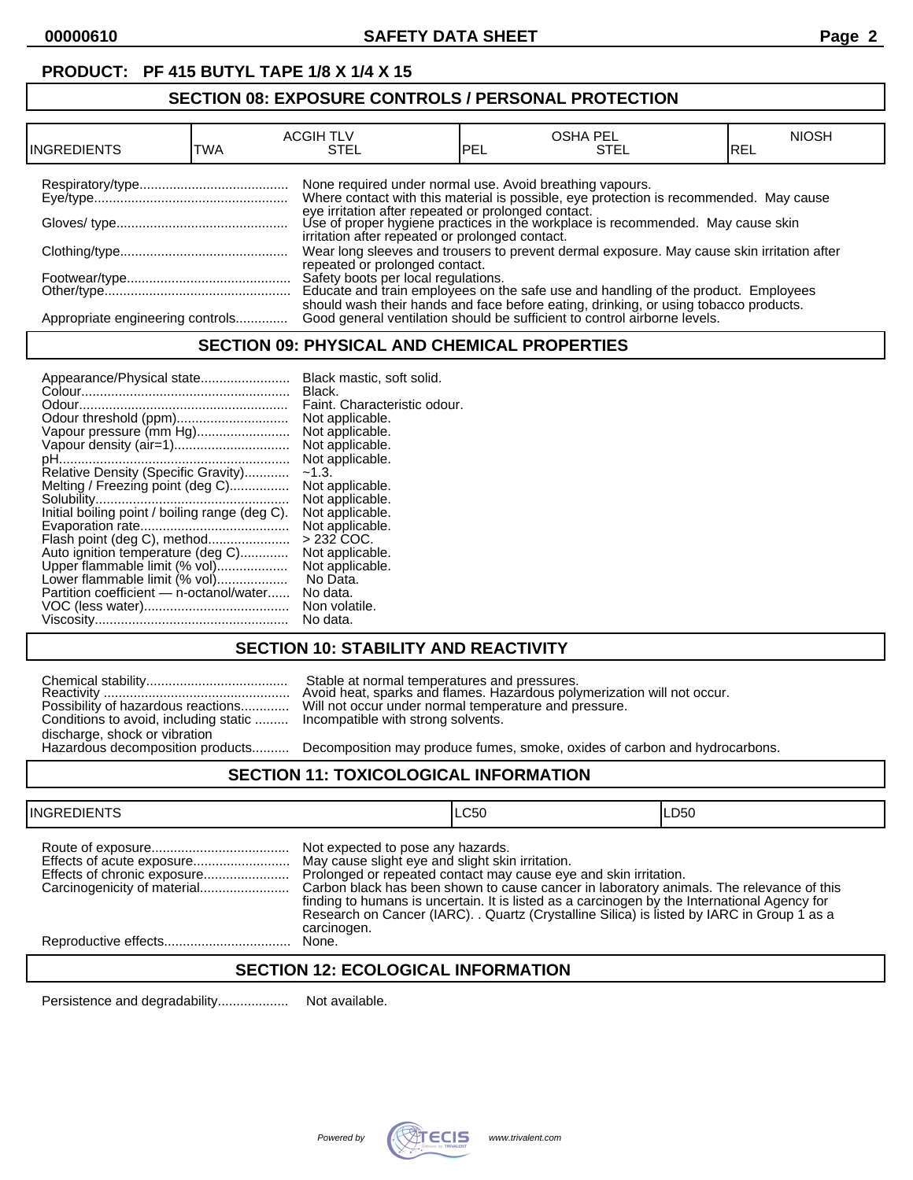**PRODUCT: PF 415 BUTYL TAPE 1/8 X 1/4 X 15**

## SECTION 08: EXPOSURE CONTROLS / PERSONAL PROTECTION

| INGREDIENTS | ACGIH TLV TWA | ACGIH TLV STEL | OSHA PEL PEL | OSHA PEL STEL | NIOSH REL |
|---|---|---|---|---|---|

Respiratory/type........................................ None required under normal use. Avoid breathing vapours.

Eye/type.................................................... Where contact with this material is possible, eye protection is recommended. May cause eye irritation after repeated or prolonged contact.

Gloves/ type.............................................. Use of proper hygiene practices in the workplace is recommended. May cause skin irritation after repeated or prolonged contact.

Clothing/type............................................. Wear long sleeves and trousers to prevent dermal exposure. May cause skin irritation after repeated or prolonged contact.

Footwear/type............................................ Safety boots per local regulations.

Other/type.................................................. Educate and train employees on the safe use and handling of the product. Employees should wash their hands and face before eating, drinking, or using tobacco products.

Appropriate engineering controls.............. Good general ventilation should be sufficient to control airborne levels.

## SECTION 09: PHYSICAL AND CHEMICAL PROPERTIES

Appearance/Physical state........................ Black mastic, soft solid.
Colour........................................................ Black.
Odour........................................................ Faint. Characteristic odour.
Odour threshold (ppm).............................. Not applicable.
Vapour pressure (mm Hg)......................... Not applicable.
Vapour density (air=1).............................. Not applicable.
pH.............................................................. Not applicable.
Relative Density (Specific Gravity)............ ~1.3.
Melting / Freezing point (deg C)................ Not applicable.
Solubility.................................................... Not applicable.
Initial boiling point / boiling range (deg C). Not applicable.
Evaporation rate........................................ Not applicable.
Flash point (deg C), method...................... > 232 COC.
Auto ignition temperature (deg C)............. Not applicable.
Upper flammable limit (% vol)................... Not applicable.
Lower flammable limit (% vol)................... No Data.
Partition coefficient — n-octanol/water...... No data.
VOC (less water)....................................... Non volatile.
Viscosity.................................................... No data.

## SECTION 10: STABILITY AND REACTIVITY

Chemical stability...................................... Stable at normal temperatures and pressures.
Reactivity .................................................. Avoid heat, sparks and flames. Hazardous polymerization will not occur.
Possibility of hazardous reactions............. Will not occur under normal temperature and pressure.
Conditions to avoid, including static discharge, shock or vibration ......... Incompatible with strong solvents.
Hazardous decomposition products.......... Decomposition may produce fumes, smoke, oxides of carbon and hydrocarbons.

## SECTION 11: TOXICOLOGICAL INFORMATION

| INGREDIENTS | LC50 | LD50 |
|---|---|---|

Route of exposure..................................... Not expected to pose any hazards.
Effects of acute exposure.......................... May cause slight eye and slight skin irritation.
Effects of chronic exposure....................... Prolonged or repeated contact may cause eye and skin irritation.
Carcinogenicity of material........................ Carbon black has been shown to cause cancer in laboratory animals. The relevance of this finding to humans is uncertain. It is listed as a carcinogen by the International Agency for Research on Cancer (IARC). . Quartz (Crystalline Silica) is listed by IARC in Group 1 as a carcinogen.
Reproductive effects.................................. None.

## SECTION 12: ECOLOGICAL INFORMATION

Persistence and degradability................... Not available.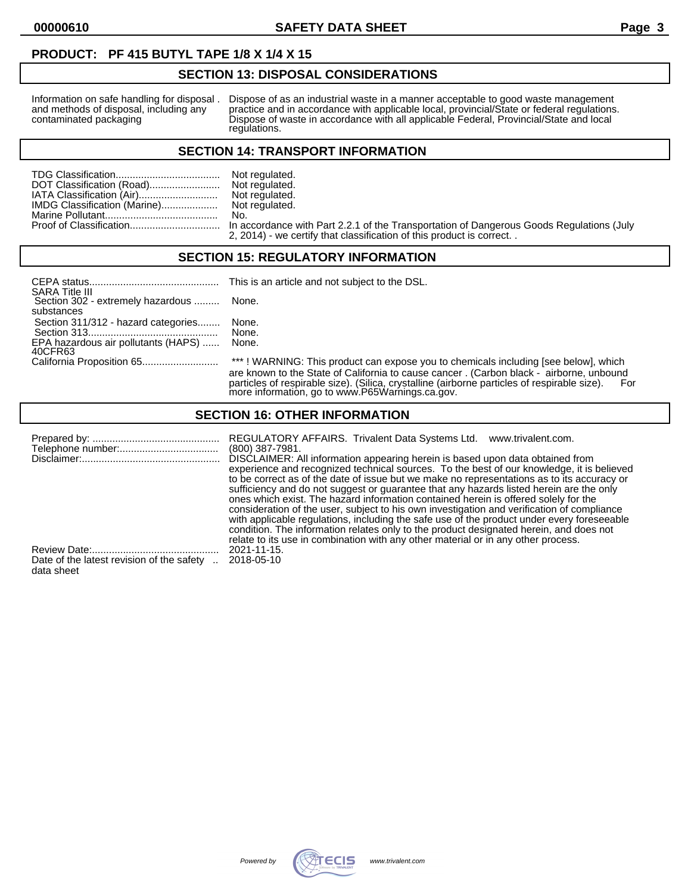**PRODUCT: PF 415 BUTYL TAPE 1/8 X 1/4 X 15**

## SECTION 13: DISPOSAL CONSIDERATIONS

| | |
|---|---|
| Information on safe handling for disposal and methods of disposal, including any contaminated packaging | Dispose of as an industrial waste in a manner acceptable to good waste management practice and in accordance with applicable local, provincial/State or federal regulations. Dispose of waste in accordance with all applicable Federal, Provincial/State and local regulations. |

## SECTION 14: TRANSPORT INFORMATION

| | |
|---|---|
| TDG Classification | Not regulated. |
| DOT Classification (Road) | Not regulated. |
| IATA Classification (Air) | Not regulated. |
| IMDG Classification (Marine) | Not regulated. |
| Marine Pollutant | No. |
| Proof of Classification | In accordance with Part 2.2.1 of the Transportation of Dangerous Goods Regulations (July 2, 2014) - we certify that classification of this product is correct. . |

## SECTION 15: REGULATORY INFORMATION

| | |
|---|---|
| CEPA status | This is an article and not subject to the DSL. |
| SARA Title III | |
| Section 302 - extremely hazardous substances | None. |
| Section 311/312 - hazard categories | None. |
| Section 313 | None. |
| EPA hazardous air pollutants (HAPS) 40CFR63 | None. |
| California Proposition 65 | *** ! WARNING: This product can expose you to chemicals including [see below], which are known to the State of California to cause cancer . (Carbon black - airborne, unbound particles of respirable size). (Silica, crystalline (airborne particles of respirable size). For more information, go to www.P65Warnings.ca.gov. |

## SECTION 16: OTHER INFORMATION

| | |
|---|---|
| Prepared by: | REGULATORY AFFAIRS. Trivalent Data Systems Ltd. www.trivalent.com. |
| Telephone number: | (800) 387-7981. |
| Disclaimer: | DISCLAIMER: All information appearing herein is based upon data obtained from experience and recognized technical sources. To the best of our knowledge, it is believed to be correct as of the date of issue but we make no representations as to its accuracy or sufficiency and do not suggest or guarantee that any hazards listed herein are the only ones which exist. The hazard information contained herein is offered solely for the consideration of the user, subject to his own investigation and verification of compliance with applicable regulations, including the safe use of the product under every foreseeable condition. The information relates only to the product designated herein, and does not relate to its use in combination with any other material or in any other process. |
| Review Date: | 2021-11-15. |
| Date of the latest revision of the safety data sheet | 2018-05-10 |